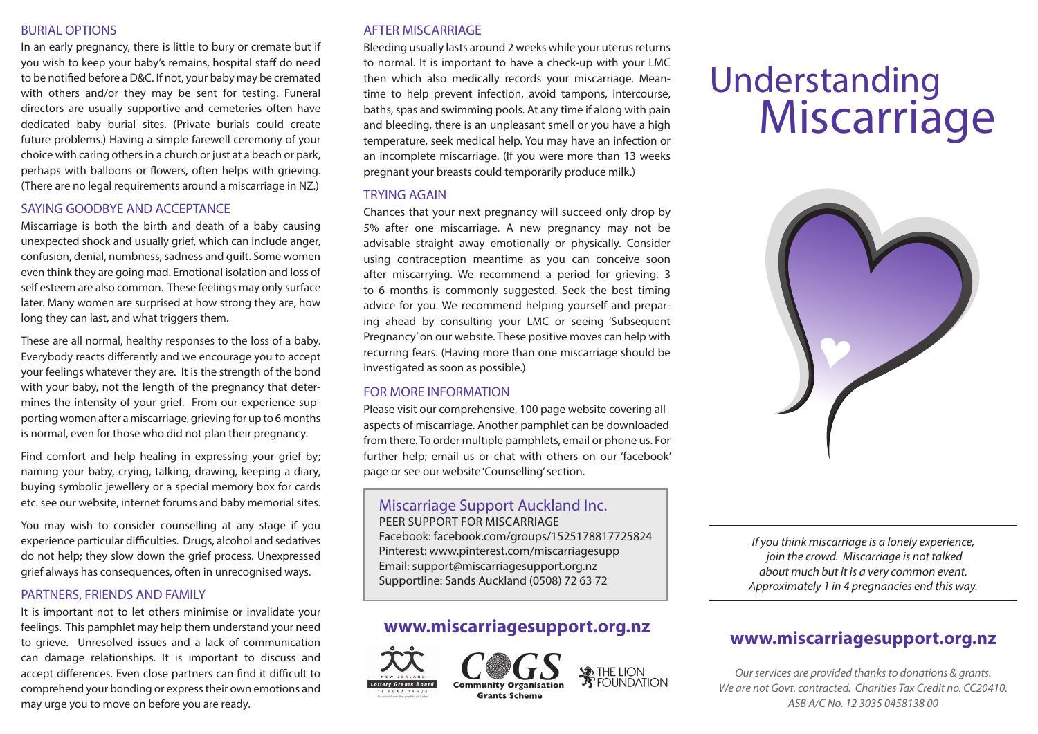## BURIAL OPTIONS

In an early pregnancy, there is little to bury or cremate but if you wish to keep your baby's remains, hospital staff do need to be notified before a D&C. If not, your baby may be cremated with others and/or they may be sent for testing. Funeral directors are usually supportive and cemeteries often have dedicated baby burial sites. (Private burials could create future problems.) Having a simple farewell ceremony of your choice with caring others in a church or just at a beach or park, perhaps with balloons or flowers, often helps with grieving. (There are no legal requirements around a miscarriage in NZ.)

## SAYING GOODBYE AND ACCEPTANCE

Miscarriage is both the birth and death of a baby causing unexpected shock and usually grief, which can include anger, confusion, denial, numbness, sadness and guilt. Some women even think they are going mad. Emotional isolation and loss of self esteem are also common. These feelings may only surface later. Many women are surprised at how strong they are, how long they can last, and what triggers them.

These are all normal, healthy responses to the loss of a baby. Everybody reacts differently and we encourage you to accept your feelings whatever they are. It is the strength of the bond with your baby, not the length of the pregnancy that determines the intensity of your grief. From our experience supporting women after a miscarriage, grieving for up to 6 months is normal, even for those who did not plan their pregnancy.

Find comfort and help healing in expressing your grief by; naming your baby, crying, talking, drawing, keeping a diary, buying symbolic jewellery or a special memory box for cards etc. see our website, internet forums and baby memorial sites.

You may wish to consider counselling at any stage if you experience particular difficulties. Drugs, alcohol and sedatives do not help; they slow down the grief process. Unexpressed grief always has consequences, often in unrecognised ways.

## PARTNERS, FRIENDS AND FAMILY

It is important not to let others minimise or invalidate your feelings. This pamphlet may help them understand your need to grieve. Unresolved issues and a lack of communication can damage relationships. It is important to discuss and accept differences. Even close partners can find it difficult to comprehend your bonding or express their own emotions and may urge you to move on before you are ready.

## AFTER MISCARRIAGE

Bleeding usually lasts around 2 weeks while your uterus returns to normal. It is important to have a check-up with your LMC then which also medically records your miscarriage. Meantime to help prevent infection, avoid tampons, intercourse, baths, spas and swimming pools. At any time if along with pain and bleeding, there is an unpleasant smell or you have a high temperature, seek medical help. You may have an infection or an incomplete miscarriage. (If you were more than 13 weeks pregnant your breasts could temporarily produce milk.)

## TRYING AGAIN

Chances that your next pregnancy will succeed only drop by 5% after one miscarriage. A new pregnancy may not be advisable straight away emotionally or physically. Consider using contraception meantime as you can conceive soon after miscarrying. We recommend a period for grieving. 3 to 6 months is commonly suggested. Seek the best timing advice for you. We recommend helping yourself and preparing ahead by consulting your LMC or seeing 'Subsequent Pregnancy' on our website. These positive moves can help with recurring fears. (Having more than one miscarriage should be investigated as soon as possible.)

## FOR MORE INFORMATION

Please visit our comprehensive, 100 page website covering all aspects of miscarriage. Another pamphlet can be downloaded from there. To order multiple pamphlets, email or phone us. For further help; email us or chat with others on our 'facebook' page or see our website 'Counselling' section.

### Miscarriage Support Auckland Inc.

PEER SUPPORT FOR MISCARRIAGE
Facebook: facebook.com/groups/1525178817725824
Pinterest: www.pinterest.com/miscarriagesupp
Email: support@miscarriagesupport.org.nz
Supportline: Sands Auckland (0508) 72 63 72

**www.miscarriagesupport.org.nz**

New Zealand Lottery Grants Board Te Puna Tahua — COGS Community Organisation Grants Scheme — The Lion Foundation

# Understanding Miscarriage

*If you think miscarriage is a lonely experience, join the crowd. Miscarriage is not talked about much but it is a very common event. Approximately 1 in 4 pregnancies end this way.*

**www.miscarriagesupport.org.nz**

*Our services are provided thanks to donations & grants. We are not Govt. contracted. Charities Tax Credit no. CC20410. ASB A/C No. 12 3035 0458138 00*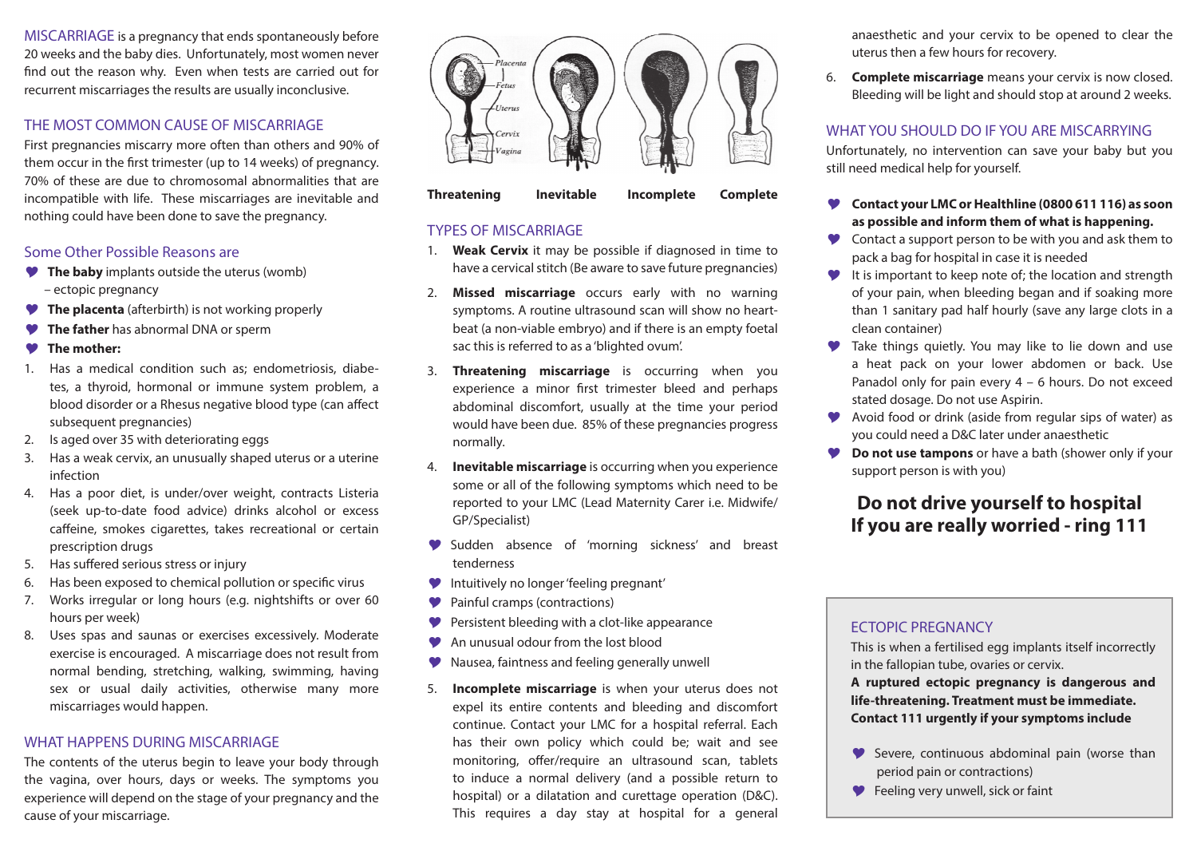MISCARRIAGE is a pregnancy that ends spontaneously before 20 weeks and the baby dies. Unfortunately, most women never find out the reason why. Even when tests are carried out for recurrent miscarriages the results are usually inconclusive.

## THE MOST COMMON CAUSE OF MISCARRIAGE

First pregnancies miscarry more often than others and 90% of them occur in the first trimester (up to 14 weeks) of pregnancy. 70% of these are due to chromosomal abnormalities that are incompatible with life. These miscarriages are inevitable and nothing could have been done to save the pregnancy.

## Some Other Possible Reasons are

- **The baby** implants outside the uterus (womb) – ectopic pregnancy
- **The placenta** (afterbirth) is not working properly
- **The father** has abnormal DNA or sperm
- **The mother:**

1. Has a medical condition such as; endometriosis, diabetes, a thyroid, hormonal or immune system problem, a blood disorder or a Rhesus negative blood type (can affect subsequent pregnancies)
2. Is aged over 35 with deteriorating eggs
3. Has a weak cervix, an unusually shaped uterus or a uterine infection
4. Has a poor diet, is under/over weight, contracts Listeria (seek up-to-date food advice) drinks alcohol or excess caffeine, smokes cigarettes, takes recreational or certain prescription drugs
5. Has suffered serious stress or injury
6. Has been exposed to chemical pollution or specific virus
7. Works irregular or long hours (e.g. nightshifts or over 60 hours per week)
8. Uses spas and saunas or exercises excessively. Moderate exercise is encouraged. A miscarriage does not result from normal bending, stretching, walking, swimming, having sex or usual daily activities, otherwise many more miscarriages would happen.

## WHAT HAPPENS DURING MISCARRIAGE

The contents of the uterus begin to leave your body through the vagina, over hours, days or weeks. The symptoms you experience will depend on the stage of your pregnancy and the cause of your miscarriage.

Placenta
Fetus
Uterus
Cervix
Vagina

**Threatening** **Inevitable** **Incomplete** **Complete**

## TYPES OF MISCARRIAGE

1. **Weak Cervix** it may be possible if diagnosed in time to have a cervical stitch (Be aware to save future pregnancies)
2. **Missed miscarriage** occurs early with no warning symptoms. A routine ultrasound scan will show no heart-beat (a non-viable embryo) and if there is an empty foetal sac this is referred to as a 'blighted ovum'.
3. **Threatening miscarriage** is occurring when you experience a minor first trimester bleed and perhaps abdominal discomfort, usually at the time your period would have been due. 85% of these pregnancies progress normally.
4. **Inevitable miscarriage** is occurring when you experience some or all of the following symptoms which need to be reported to your LMC (Lead Maternity Carer i.e. Midwife/ GP/Specialist)
   - Sudden absence of 'morning sickness' and breast tenderness
   - Intuitively no longer 'feeling pregnant'
   - Painful cramps (contractions)
   - Persistent bleeding with a clot-like appearance
   - An unusual odour from the lost blood
   - Nausea, faintness and feeling generally unwell
5. **Incomplete miscarriage** is when your uterus does not expel its entire contents and bleeding and discomfort continue. Contact your LMC for a hospital referral. Each has their own policy which could be; wait and see monitoring, offer/require an ultrasound scan, tablets to induce a normal delivery (and a possible return to hospital) or a dilatation and curettage operation (D&C). This requires a day stay at hospital for a general anaesthetic and your cervix to be opened to clear the uterus then a few hours for recovery.
6. **Complete miscarriage** means your cervix is now closed. Bleeding will be light and should stop at around 2 weeks.

## WHAT YOU SHOULD DO IF YOU ARE MISCARRYING

Unfortunately, no intervention can save your baby but you still need medical help for yourself.

- **Contact your LMC or Healthline (0800 611 116) as soon as possible and inform them of what is happening.**
- Contact a support person to be with you and ask them to pack a bag for hospital in case it is needed
- It is important to keep note of; the location and strength of your pain, when bleeding began and if soaking more than 1 sanitary pad half hourly (save any large clots in a clean container)
- Take things quietly. You may like to lie down and use a heat pack on your lower abdomen or back. Use Panadol only for pain every 4 – 6 hours. Do not exceed stated dosage. Do not use Aspirin.
- Avoid food or drink (aside from regular sips of water) as you could need a D&C later under anaesthetic
- **Do not use tampons** or have a bath (shower only if your support person is with you)

## Do not drive yourself to hospital
## If you are really worried - ring 111

## ECTOPIC PREGNANCY

This is when a fertilised egg implants itself incorrectly in the fallopian tube, ovaries or cervix.

**A ruptured ectopic pregnancy is dangerous and life-threatening. Treatment must be immediate. Contact 111 urgently if your symptoms include**

- Severe, continuous abdominal pain (worse than period pain or contractions)
- Feeling very unwell, sick or faint